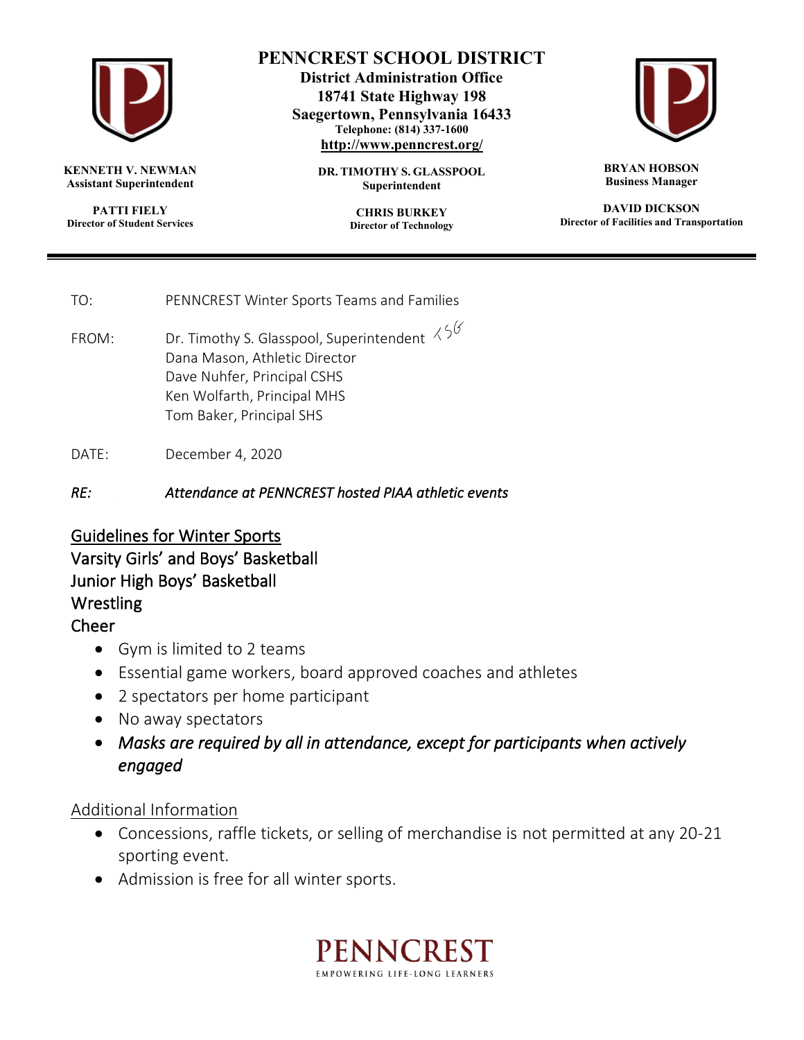# PENNCREST SCHOOL DISTRICT

**District Administration Office**
**18741 State Highway 198**
**Saegertown, Pennsylvania 16433**
**Telephone: (814) 337-1600**
**http://www.penncrest.org/**

**KENNETH V. NEWMAN**
**Assistant Superintendent**

**PATTI FIELY**
**Director of Student Services**

**DR. TIMOTHY S. GLASSPOOL**
**Superintendent**

**CHRIS BURKEY**
**Director of Technology**

**BRYAN HOBSON**
**Business Manager**

**DAVID DICKSON**
**Director of Facilities and Transportation**

---

TO: PENNCREST Winter Sports Teams and Families

FROM: Dr. Timothy S. Glasspool, Superintendent TSG
Dana Mason, Athletic Director
Dave Nuhfer, Principal CSHS
Ken Wolfarth, Principal MHS
Tom Baker, Principal SHS

DATE: December 4, 2020

*RE: Attendance at PENNCREST hosted PIAA athletic events*

## Guidelines for Winter Sports

Varsity Girls' and Boys' Basketball
Junior High Boys' Basketball
Wrestling
Cheer

- Gym is limited to 2 teams
- Essential game workers, board approved coaches and athletes
- 2 spectators per home participant
- No away spectators
- *Masks are required by all in attendance, except for participants when actively engaged*

Additional Information

- Concessions, raffle tickets, or selling of merchandise is not permitted at any 20-21 sporting event.
- Admission is free for all winter sports.

PENNCREST
EMPOWERING LIFE-LONG LEARNERS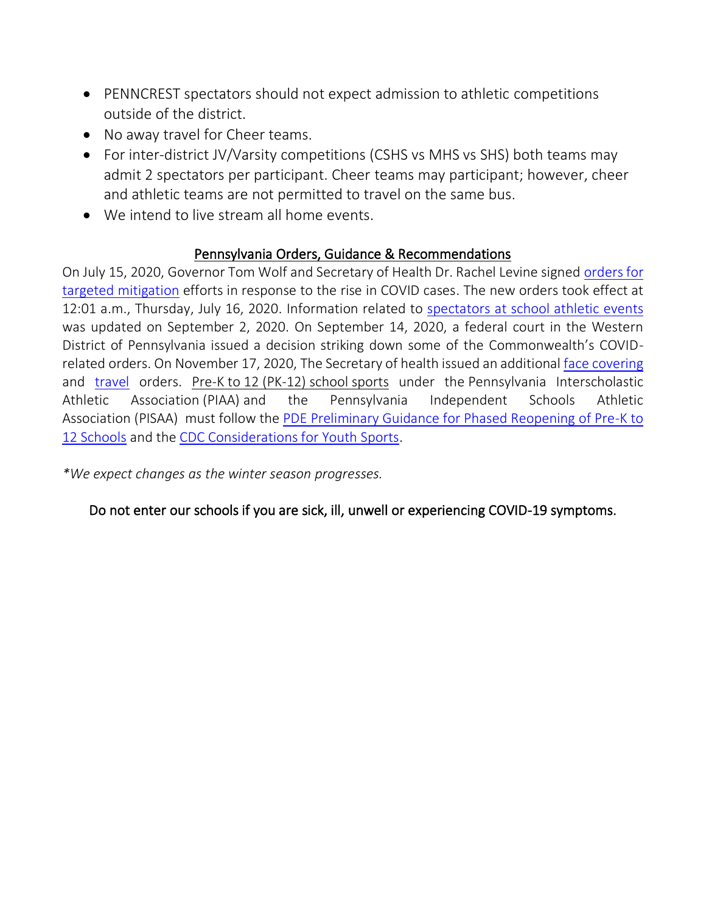- PENNCREST spectators should not expect admission to athletic competitions outside of the district.
- No away travel for Cheer teams.
- For inter-district JV/Varsity competitions (CSHS vs MHS vs SHS) both teams may admit 2 spectators per participant. Cheer teams may participant; however, cheer and athletic teams are not permitted to travel on the same bus.
- We intend to live stream all home events.

## Pennsylvania Orders, Guidance & Recommendations

On July 15, 2020, Governor Tom Wolf and Secretary of Health Dr. Rachel Levine signed orders for targeted mitigation efforts in response to the rise in COVID cases. The new orders took effect at 12:01 a.m., Thursday, July 16, 2020. Information related to spectators at school athletic events was updated on September 2, 2020. On September 14, 2020, a federal court in the Western District of Pennsylvania issued a decision striking down some of the Commonwealth's COVID-related orders. On November 17, 2020, The Secretary of health issued an additional face covering and travel orders. Pre-K to 12 (PK-12) school sports under the Pennsylvania Interscholastic Athletic Association (PIAA) and the Pennsylvania Independent Schools Athletic Association (PISAA) must follow the PDE Preliminary Guidance for Phased Reopening of Pre-K to 12 Schools and the CDC Considerations for Youth Sports.

*\*We expect changes as the winter season progresses.*

Do not enter our schools if you are sick, ill, unwell or experiencing COVID-19 symptoms.